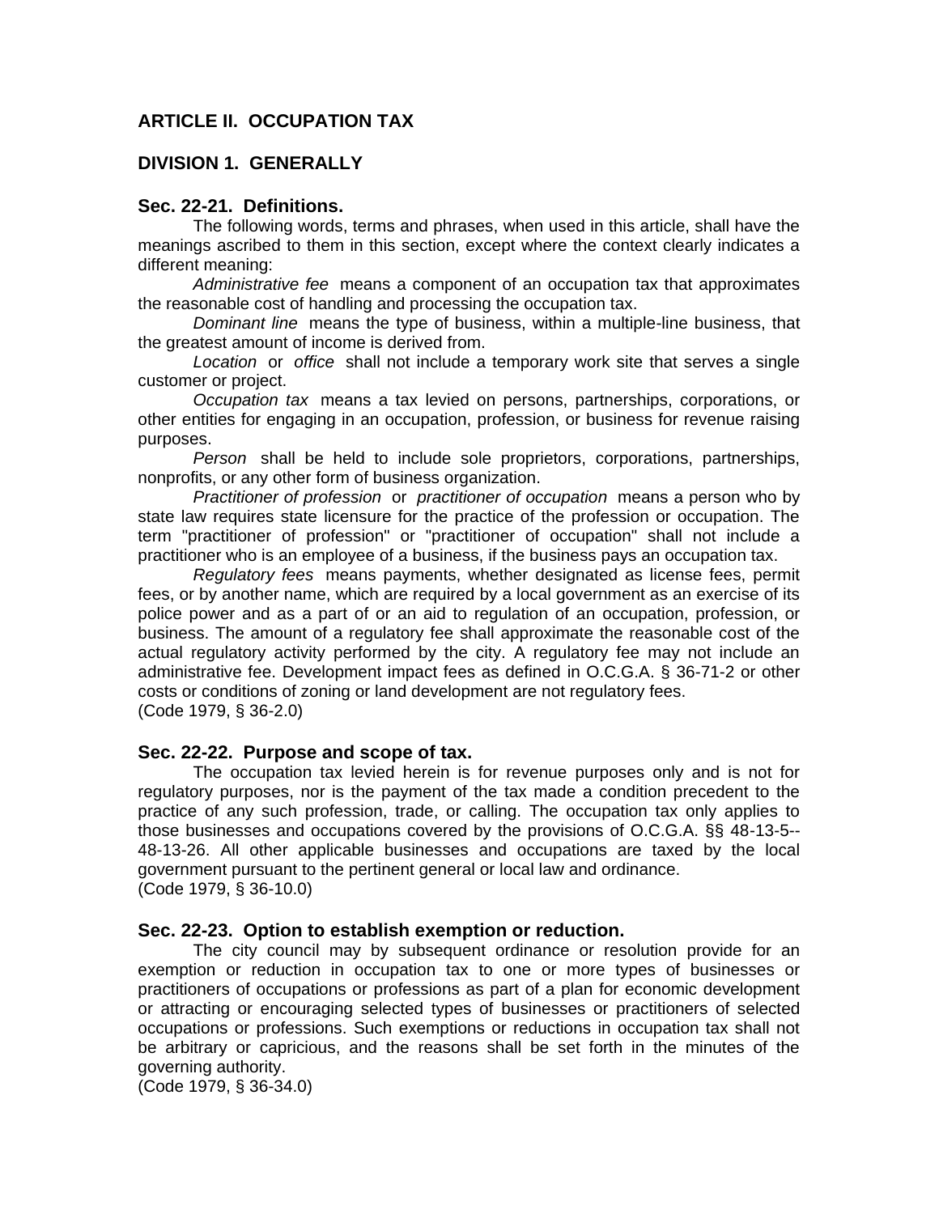## ARTICLE II. OCCUPATION TAX

### DIVISION 1. GENERALLY

#### Sec. 22-21. Definitions.

The following words, terms and phrases, when used in this article, shall have the meanings ascribed to them in this section, except where the context clearly indicates a different meaning:

*Administrative fee* means a component of an occupation tax that approximates the reasonable cost of handling and processing the occupation tax.

*Dominant line* means the type of business, within a multiple-line business, that the greatest amount of income is derived from.

*Location* or *office* shall not include a temporary work site that serves a single customer or project.

*Occupation tax* means a tax levied on persons, partnerships, corporations, or other entities for engaging in an occupation, profession, or business for revenue raising purposes.

*Person* shall be held to include sole proprietors, corporations, partnerships, nonprofits, or any other form of business organization.

*Practitioner of profession* or *practitioner of occupation* means a person who by state law requires state licensure for the practice of the profession or occupation. The term "practitioner of profession" or "practitioner of occupation" shall not include a practitioner who is an employee of a business, if the business pays an occupation tax.

*Regulatory fees* means payments, whether designated as license fees, permit fees, or by another name, which are required by a local government as an exercise of its police power and as a part of or an aid to regulation of an occupation, profession, or business. The amount of a regulatory fee shall approximate the reasonable cost of the actual regulatory activity performed by the city. A regulatory fee may not include an administrative fee. Development impact fees as defined in O.C.G.A. § 36-71-2 or other costs or conditions of zoning or land development are not regulatory fees.

(Code 1979, § 36-2.0)

#### Sec. 22-22. Purpose and scope of tax.

The occupation tax levied herein is for revenue purposes only and is not for regulatory purposes, nor is the payment of the tax made a condition precedent to the practice of any such profession, trade, or calling. The occupation tax only applies to those businesses and occupations covered by the provisions of O.C.G.A. §§ 48-13-5--48-13-26. All other applicable businesses and occupations are taxed by the local government pursuant to the pertinent general or local law and ordinance.

(Code 1979, § 36-10.0)

#### Sec. 22-23. Option to establish exemption or reduction.

The city council may by subsequent ordinance or resolution provide for an exemption or reduction in occupation tax to one or more types of businesses or practitioners of occupations or professions as part of a plan for economic development or attracting or encouraging selected types of businesses or practitioners of selected occupations or professions. Such exemptions or reductions in occupation tax shall not be arbitrary or capricious, and the reasons shall be set forth in the minutes of the governing authority.

(Code 1979, § 36-34.0)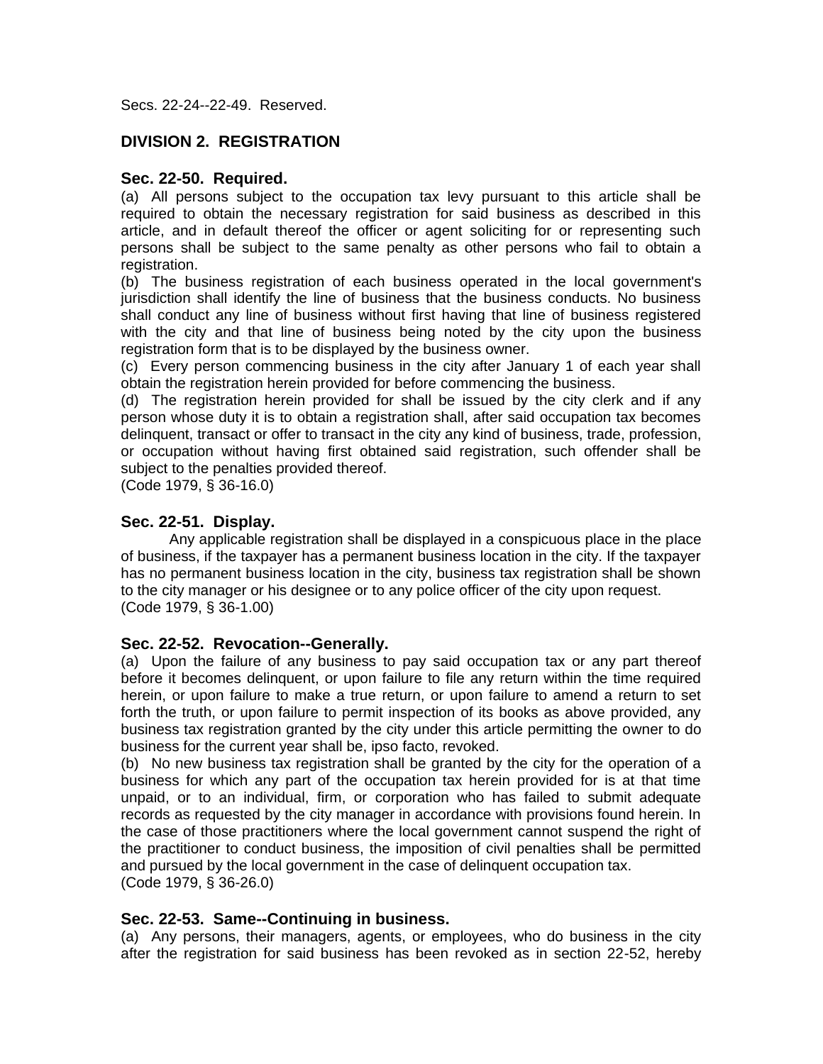Secs. 22-24--22-49. Reserved.

## DIVISION 2. REGISTRATION

### Sec. 22-50. Required.

(a) All persons subject to the occupation tax levy pursuant to this article shall be required to obtain the necessary registration for said business as described in this article, and in default thereof the officer or agent soliciting for or representing such persons shall be subject to the same penalty as other persons who fail to obtain a registration.

(b) The business registration of each business operated in the local government's jurisdiction shall identify the line of business that the business conducts. No business shall conduct any line of business without first having that line of business registered with the city and that line of business being noted by the city upon the business registration form that is to be displayed by the business owner.

(c) Every person commencing business in the city after January 1 of each year shall obtain the registration herein provided for before commencing the business.

(d) The registration herein provided for shall be issued by the city clerk and if any person whose duty it is to obtain a registration shall, after said occupation tax becomes delinquent, transact or offer to transact in the city any kind of business, trade, profession, or occupation without having first obtained said registration, such offender shall be subject to the penalties provided thereof.

(Code 1979, § 36-16.0)

### Sec. 22-51. Display.

Any applicable registration shall be displayed in a conspicuous place in the place of business, if the taxpayer has a permanent business location in the city. If the taxpayer has no permanent business location in the city, business tax registration shall be shown to the city manager or his designee or to any police officer of the city upon request.

(Code 1979, § 36-1.00)

### Sec. 22-52. Revocation--Generally.

(a) Upon the failure of any business to pay said occupation tax or any part thereof before it becomes delinquent, or upon failure to file any return within the time required herein, or upon failure to make a true return, or upon failure to amend a return to set forth the truth, or upon failure to permit inspection of its books as above provided, any business tax registration granted by the city under this article permitting the owner to do business for the current year shall be, ipso facto, revoked.

(b) No new business tax registration shall be granted by the city for the operation of a business for which any part of the occupation tax herein provided for is at that time unpaid, or to an individual, firm, or corporation who has failed to submit adequate records as requested by the city manager in accordance with provisions found herein. In the case of those practitioners where the local government cannot suspend the right of the practitioner to conduct business, the imposition of civil penalties shall be permitted and pursued by the local government in the case of delinquent occupation tax.

(Code 1979, § 36-26.0)

### Sec. 22-53. Same--Continuing in business.

(a) Any persons, their managers, agents, or employees, who do business in the city after the registration for said business has been revoked as in section 22-52, hereby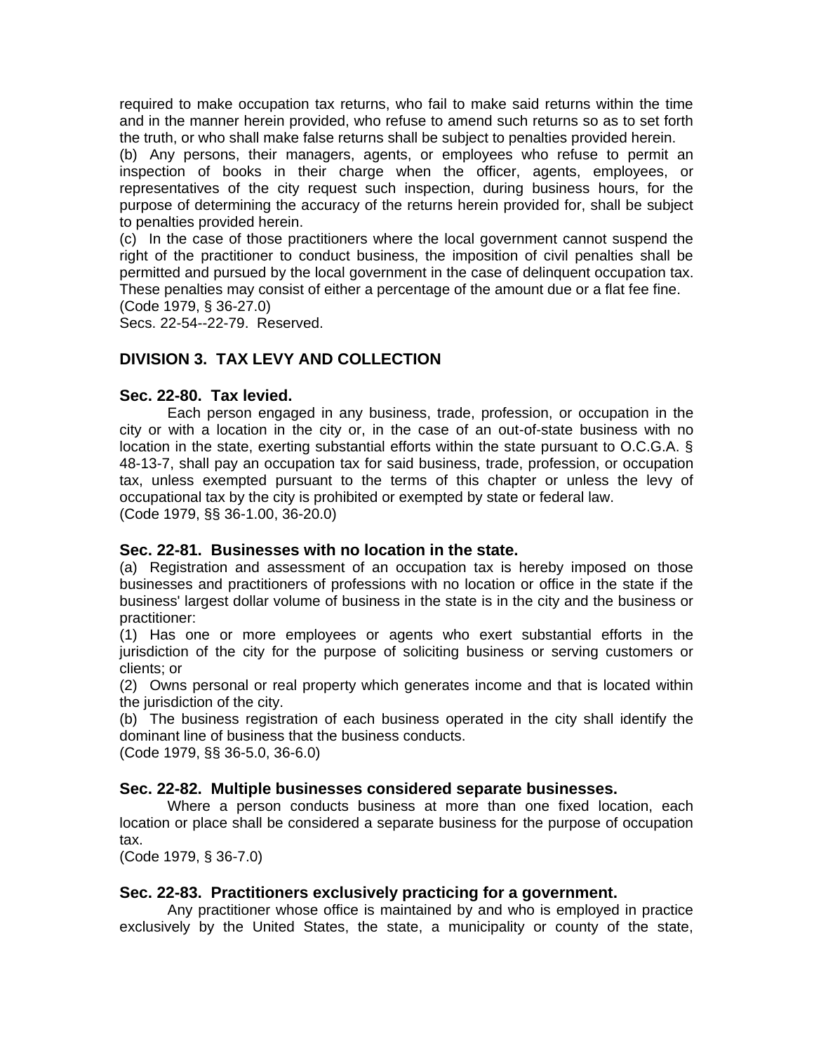required to make occupation tax returns, who fail to make said returns within the time and in the manner herein provided, who refuse to amend such returns so as to set forth the truth, or who shall make false returns shall be subject to penalties provided herein.

(b) Any persons, their managers, agents, or employees who refuse to permit an inspection of books in their charge when the officer, agents, employees, or representatives of the city request such inspection, during business hours, for the purpose of determining the accuracy of the returns herein provided for, shall be subject to penalties provided herein.

(c) In the case of those practitioners where the local government cannot suspend the right of the practitioner to conduct business, the imposition of civil penalties shall be permitted and pursued by the local government in the case of delinquent occupation tax. These penalties may consist of either a percentage of the amount due or a flat fee fine.

(Code 1979, § 36-27.0)

Secs. 22-54--22-79. Reserved.

## DIVISION 3. TAX LEVY AND COLLECTION

### Sec. 22-80. Tax levied.

Each person engaged in any business, trade, profession, or occupation in the city or with a location in the city or, in the case of an out-of-state business with no location in the state, exerting substantial efforts within the state pursuant to O.C.G.A. § 48-13-7, shall pay an occupation tax for said business, trade, profession, or occupation tax, unless exempted pursuant to the terms of this chapter or unless the levy of occupational tax by the city is prohibited or exempted by state or federal law.

(Code 1979, §§ 36-1.00, 36-20.0)

### Sec. 22-81. Businesses with no location in the state.

(a) Registration and assessment of an occupation tax is hereby imposed on those businesses and practitioners of professions with no location or office in the state if the business' largest dollar volume of business in the state is in the city and the business or practitioner:

(1) Has one or more employees or agents who exert substantial efforts in the jurisdiction of the city for the purpose of soliciting business or serving customers or clients; or

(2) Owns personal or real property which generates income and that is located within the jurisdiction of the city.

(b) The business registration of each business operated in the city shall identify the dominant line of business that the business conducts.

(Code 1979, §§ 36-5.0, 36-6.0)

### Sec. 22-82. Multiple businesses considered separate businesses.

Where a person conducts business at more than one fixed location, each location or place shall be considered a separate business for the purpose of occupation tax.

(Code 1979, § 36-7.0)

### Sec. 22-83. Practitioners exclusively practicing for a government.

Any practitioner whose office is maintained by and who is employed in practice exclusively by the United States, the state, a municipality or county of the state,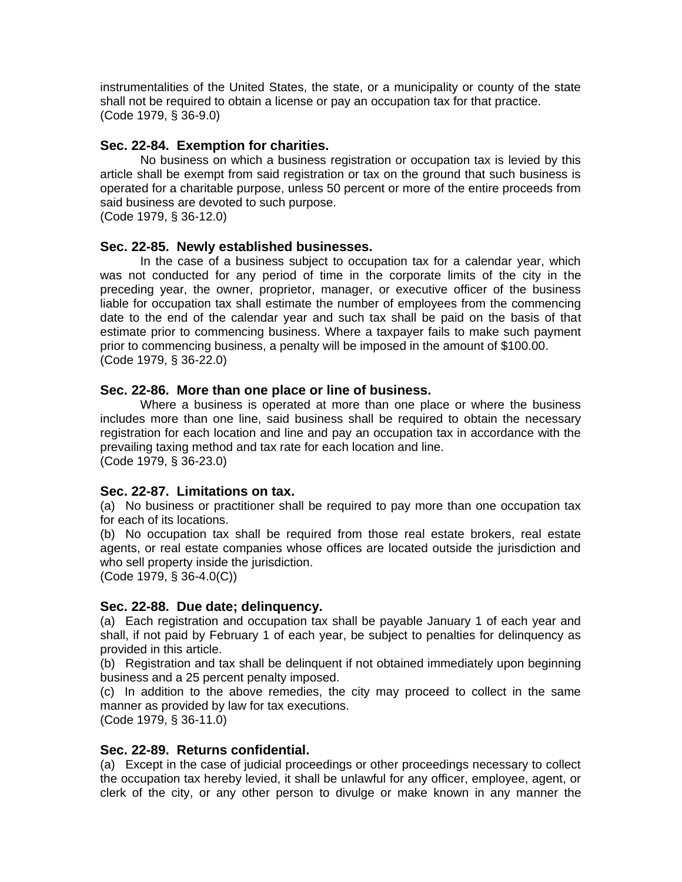instrumentalities of the United States, the state, or a municipality or county of the state shall not be required to obtain a license or pay an occupation tax for that practice.
(Code 1979, § 36-9.0)

### Sec. 22-84. Exemption for charities.

No business on which a business registration or occupation tax is levied by this article shall be exempt from said registration or tax on the ground that such business is operated for a charitable purpose, unless 50 percent or more of the entire proceeds from said business are devoted to such purpose.
(Code 1979, § 36-12.0)

### Sec. 22-85. Newly established businesses.

In the case of a business subject to occupation tax for a calendar year, which was not conducted for any period of time in the corporate limits of the city in the preceding year, the owner, proprietor, manager, or executive officer of the business liable for occupation tax shall estimate the number of employees from the commencing date to the end of the calendar year and such tax shall be paid on the basis of that estimate prior to commencing business. Where a taxpayer fails to make such payment prior to commencing business, a penalty will be imposed in the amount of $100.00.
(Code 1979, § 36-22.0)

### Sec. 22-86. More than one place or line of business.

Where a business is operated at more than one place or where the business includes more than one line, said business shall be required to obtain the necessary registration for each location and line and pay an occupation tax in accordance with the prevailing taxing method and tax rate for each location and line.
(Code 1979, § 36-23.0)

### Sec. 22-87. Limitations on tax.

(a) No business or practitioner shall be required to pay more than one occupation tax for each of its locations.
(b) No occupation tax shall be required from those real estate brokers, real estate agents, or real estate companies whose offices are located outside the jurisdiction and who sell property inside the jurisdiction.
(Code 1979, § 36-4.0(C))

### Sec. 22-88. Due date; delinquency.

(a) Each registration and occupation tax shall be payable January 1 of each year and shall, if not paid by February 1 of each year, be subject to penalties for delinquency as provided in this article.
(b) Registration and tax shall be delinquent if not obtained immediately upon beginning business and a 25 percent penalty imposed.
(c) In addition to the above remedies, the city may proceed to collect in the same manner as provided by law for tax executions.
(Code 1979, § 36-11.0)

### Sec. 22-89. Returns confidential.

(a) Except in the case of judicial proceedings or other proceedings necessary to collect the occupation tax hereby levied, it shall be unlawful for any officer, employee, agent, or clerk of the city, or any other person to divulge or make known in any manner the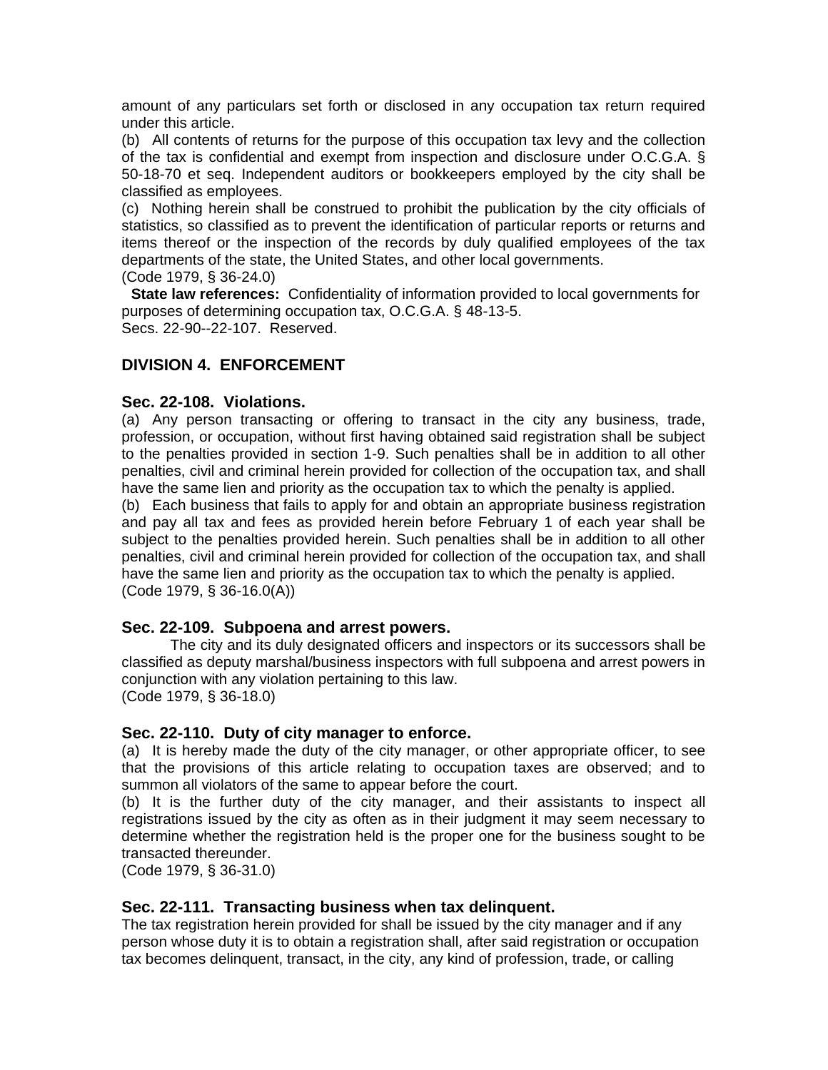amount of any particulars set forth or disclosed in any occupation tax return required under this article.

(b) All contents of returns for the purpose of this occupation tax levy and the collection of the tax is confidential and exempt from inspection and disclosure under O.C.G.A. § 50-18-70 et seq. Independent auditors or bookkeepers employed by the city shall be classified as employees.

(c) Nothing herein shall be construed to prohibit the publication by the city officials of statistics, so classified as to prevent the identification of particular reports or returns and items thereof or the inspection of the records by duly qualified employees of the tax departments of the state, the United States, and other local governments.

(Code 1979, § 36-24.0)

**State law references:** Confidentiality of information provided to local governments for purposes of determining occupation tax, O.C.G.A. § 48-13-5.

Secs. 22-90--22-107. Reserved.

## DIVISION 4. ENFORCEMENT

### Sec. 22-108. Violations.

(a) Any person transacting or offering to transact in the city any business, trade, profession, or occupation, without first having obtained said registration shall be subject to the penalties provided in section 1-9. Such penalties shall be in addition to all other penalties, civil and criminal herein provided for collection of the occupation tax, and shall have the same lien and priority as the occupation tax to which the penalty is applied.

(b) Each business that fails to apply for and obtain an appropriate business registration and pay all tax and fees as provided herein before February 1 of each year shall be subject to the penalties provided herein. Such penalties shall be in addition to all other penalties, civil and criminal herein provided for collection of the occupation tax, and shall have the same lien and priority as the occupation tax to which the penalty is applied.

(Code 1979, § 36-16.0(A))

### Sec. 22-109. Subpoena and arrest powers.

The city and its duly designated officers and inspectors or its successors shall be classified as deputy marshal/business inspectors with full subpoena and arrest powers in conjunction with any violation pertaining to this law.

(Code 1979, § 36-18.0)

### Sec. 22-110. Duty of city manager to enforce.

(a) It is hereby made the duty of the city manager, or other appropriate officer, to see that the provisions of this article relating to occupation taxes are observed; and to summon all violators of the same to appear before the court.

(b) It is the further duty of the city manager, and their assistants to inspect all registrations issued by the city as often as in their judgment it may seem necessary to determine whether the registration held is the proper one for the business sought to be transacted thereunder.

(Code 1979, § 36-31.0)

### Sec. 22-111. Transacting business when tax delinquent.

The tax registration herein provided for shall be issued by the city manager and if any person whose duty it is to obtain a registration shall, after said registration or occupation tax becomes delinquent, transact, in the city, any kind of profession, trade, or calling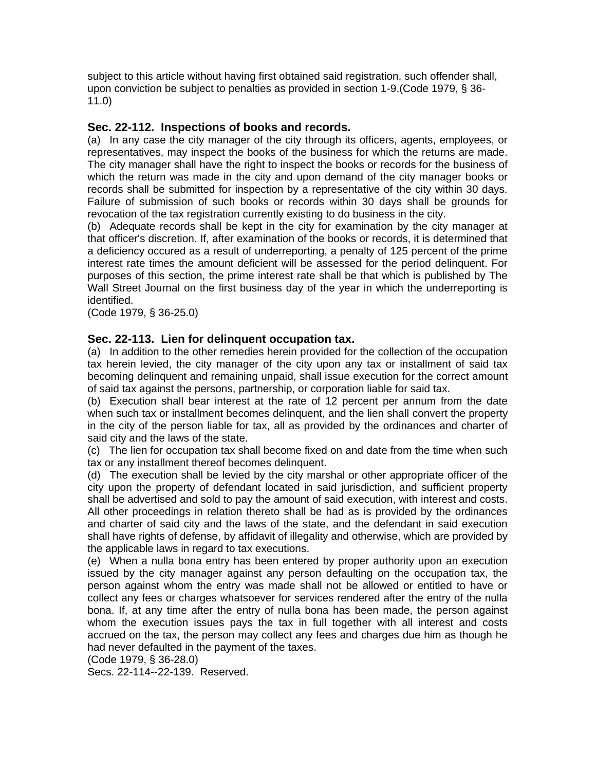subject to this article without having first obtained said registration, such offender shall, upon conviction be subject to penalties as provided in section 1-9.(Code 1979, § 36-11.0)

### Sec. 22-112. Inspections of books and records.

(a) In any case the city manager of the city through its officers, agents, employees, or representatives, may inspect the books of the business for which the returns are made. The city manager shall have the right to inspect the books or records for the business of which the return was made in the city and upon demand of the city manager books or records shall be submitted for inspection by a representative of the city within 30 days. Failure of submission of such books or records within 30 days shall be grounds for revocation of the tax registration currently existing to do business in the city.

(b) Adequate records shall be kept in the city for examination by the city manager at that officer's discretion. If, after examination of the books or records, it is determined that a deficiency occured as a result of underreporting, a penalty of 125 percent of the prime interest rate times the amount deficient will be assessed for the period delinquent. For purposes of this section, the prime interest rate shall be that which is published by The Wall Street Journal on the first business day of the year in which the underreporting is identified.

(Code 1979, § 36-25.0)

### Sec. 22-113. Lien for delinquent occupation tax.

(a) In addition to the other remedies herein provided for the collection of the occupation tax herein levied, the city manager of the city upon any tax or installment of said tax becoming delinquent and remaining unpaid, shall issue execution for the correct amount of said tax against the persons, partnership, or corporation liable for said tax.

(b) Execution shall bear interest at the rate of 12 percent per annum from the date when such tax or installment becomes delinquent, and the lien shall convert the property in the city of the person liable for tax, all as provided by the ordinances and charter of said city and the laws of the state.

(c) The lien for occupation tax shall become fixed on and date from the time when such tax or any installment thereof becomes delinquent.

(d) The execution shall be levied by the city marshal or other appropriate officer of the city upon the property of defendant located in said jurisdiction, and sufficient property shall be advertised and sold to pay the amount of said execution, with interest and costs. All other proceedings in relation thereto shall be had as is provided by the ordinances and charter of said city and the laws of the state, and the defendant in said execution shall have rights of defense, by affidavit of illegality and otherwise, which are provided by the applicable laws in regard to tax executions.

(e) When a nulla bona entry has been entered by proper authority upon an execution issued by the city manager against any person defaulting on the occupation tax, the person against whom the entry was made shall not be allowed or entitled to have or collect any fees or charges whatsoever for services rendered after the entry of the nulla bona. If, at any time after the entry of nulla bona has been made, the person against whom the execution issues pays the tax in full together with all interest and costs accrued on the tax, the person may collect any fees and charges due him as though he had never defaulted in the payment of the taxes.

(Code 1979, § 36-28.0)

Secs. 22-114--22-139. Reserved.